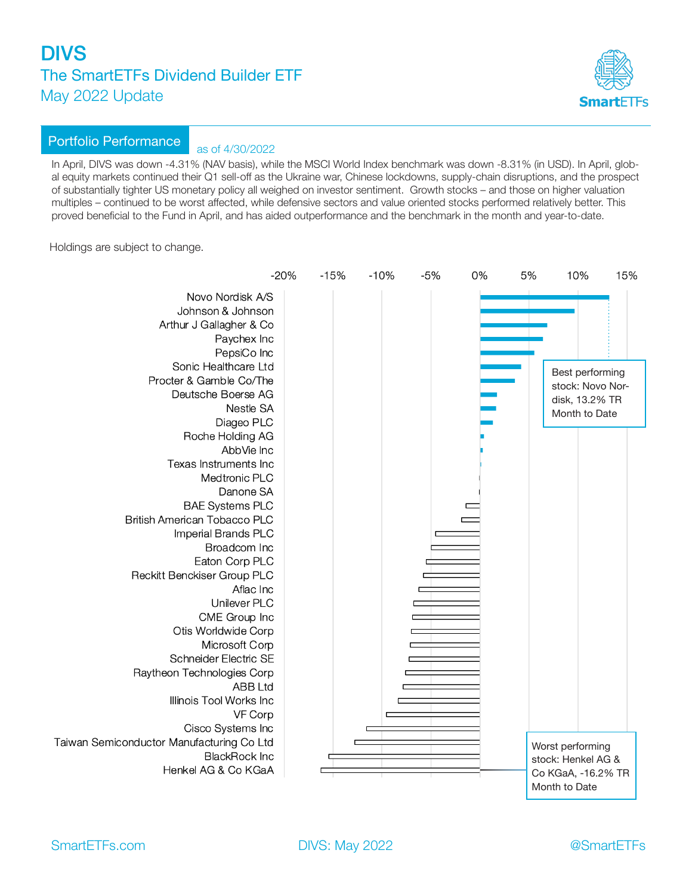# DIVS

## The SmartETFs Dividend Builder ETF

May 2022 Update

## Portfolio Performance

as of 4/30/2022

In April, DIVS was down -4.31% (NAV basis), while the MSCI World Index benchmark was down -8.31% (in USD). In April, global equity markets continued their Q1 sell-off as the Ukraine war, Chinese lockdowns, supply-chain disruptions, and the prospect of substantially tighter US monetary policy all weighed on investor sentiment. Growth stocks – and those on higher valuation multiples – continued to be worst affected, while defensive sectors and value oriented stocks performed relatively better. This proved beneficial to the Fund in April, and has aided outperformance and the benchmark in the month and year-to-date.

Holdings are subject to change.

-20% -15% -10% -5% 0% 5% 10% 15%

Novo Nordisk A/S
Johnson & Johnson
Arthur J Gallagher & Co
Paychex Inc
PepsiCo Inc
Sonic Healthcare Ltd
Procter & Gamble Co/The
Deutsche Boerse AG
Nestle SA
Diageo PLC
Roche Holding AG
AbbVie Inc
Texas Instruments Inc
Medtronic PLC
Danone SA
BAE Systems PLC
British American Tobacco PLC
Imperial Brands PLC
Broadcom Inc
Eaton Corp PLC
Reckitt Benckiser Group PLC
Aflac Inc
Unilever PLC
CME Group Inc
Otis Worldwide Corp
Microsoft Corp
Schneider Electric SE
Raytheon Technologies Corp
ABB Ltd
Illinois Tool Works Inc
VF Corp
Cisco Systems Inc
Taiwan Semiconductor Manufacturing Co Ltd
BlackRock Inc
Henkel AG & Co KGaA

Best performing stock: Novo Nordisk, 13.2% TR Month to Date

Worst performing stock: Henkel AG & Co KGaA, -16.2% TR Month to Date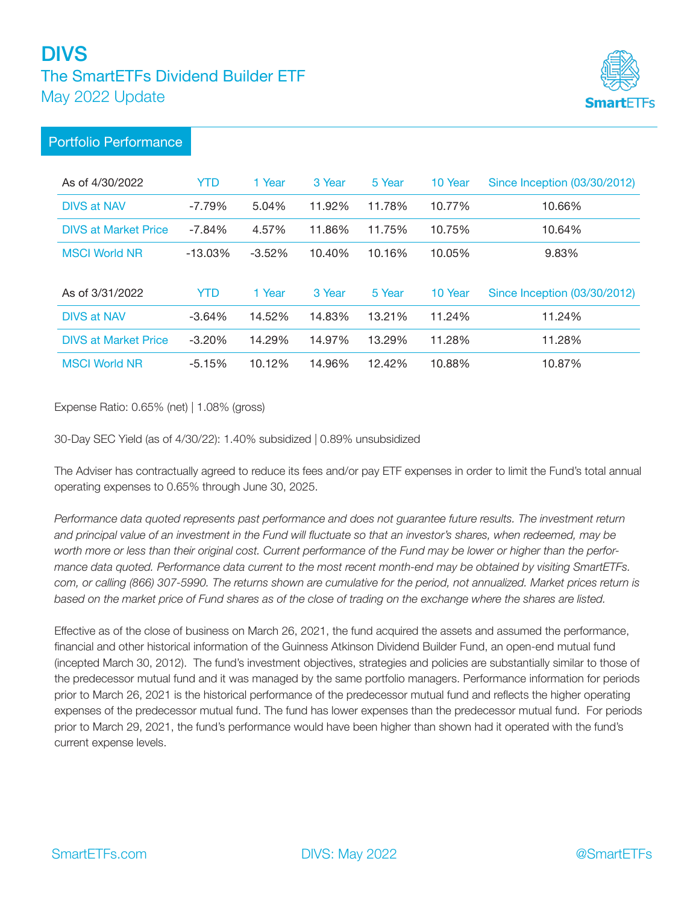# DIVS

## The SmartETFs Dividend Builder ETF

May 2022 Update

## Portfolio Performance

| As of 4/30/2022 | YTD | 1 Year | 3 Year | 5 Year | 10 Year | Since Inception (03/30/2012) |
|---|---|---|---|---|---|---|
| DIVS at NAV | -7.79% | 5.04% | 11.92% | 11.78% | 10.77% | 10.66% |
| DIVS at Market Price | -7.84% | 4.57% | 11.86% | 11.75% | 10.75% | 10.64% |
| MSCI World NR | -13.03% | -3.52% | 10.40% | 10.16% | 10.05% | 9.83% |

| As of 3/31/2022 | YTD | 1 Year | 3 Year | 5 Year | 10 Year | Since Inception (03/30/2012) |
|---|---|---|---|---|---|---|
| DIVS at NAV | -3.64% | 14.52% | 14.83% | 13.21% | 11.24% | 11.24% |
| DIVS at Market Price | -3.20% | 14.29% | 14.97% | 13.29% | 11.28% | 11.28% |
| MSCI World NR | -5.15% | 10.12% | 14.96% | 12.42% | 10.88% | 10.87% |

Expense Ratio: 0.65% (net) | 1.08% (gross)

30-Day SEC Yield (as of 4/30/22): 1.40% subsidized | 0.89% unsubsidized

The Adviser has contractually agreed to reduce its fees and/or pay ETF expenses in order to limit the Fund's total annual operating expenses to 0.65% through June 30, 2025.

*Performance data quoted represents past performance and does not guarantee future results. The investment return and principal value of an investment in the Fund will fluctuate so that an investor's shares, when redeemed, may be worth more or less than their original cost. Current performance of the Fund may be lower or higher than the performance data quoted. Performance data current to the most recent month-end may be obtained by visiting SmartETFs.com, or calling (866) 307-5990. The returns shown are cumulative for the period, not annualized. Market prices return is based on the market price of Fund shares as of the close of trading on the exchange where the shares are listed.*

Effective as of the close of business on March 26, 2021, the fund acquired the assets and assumed the performance, financial and other historical information of the Guinness Atkinson Dividend Builder Fund, an open-end mutual fund (incepted March 30, 2012). The fund's investment objectives, strategies and policies are substantially similar to those of the predecessor mutual fund and it was managed by the same portfolio managers. Performance information for periods prior to March 26, 2021 is the historical performance of the predecessor mutual fund and reflects the higher operating expenses of the predecessor mutual fund. The fund has lower expenses than the predecessor mutual fund. For periods prior to March 29, 2021, the fund's performance would have been higher than shown had it operated with the fund's current expense levels.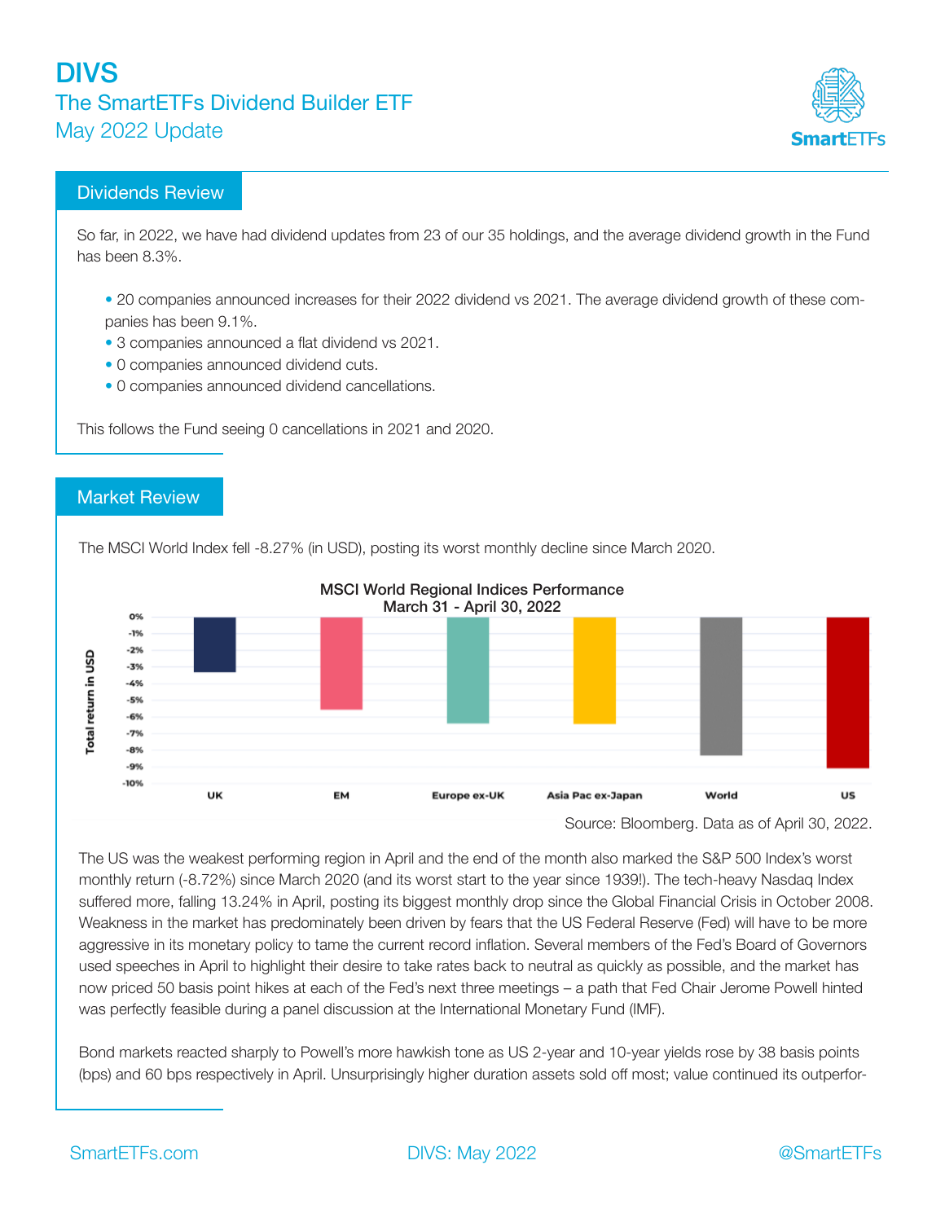# DIVS

## The SmartETFs Dividend Builder ETF

May 2022 Update

## Dividends Review

So far, in 2022, we have had dividend updates from 23 of our 35 holdings, and the average dividend growth in the Fund has been 8.3%.

- 20 companies announced increases for their 2022 dividend vs 2021. The average dividend growth of these companies has been 9.1%.
- 3 companies announced a flat dividend vs 2021.
- 0 companies announced dividend cuts.
- 0 companies announced dividend cancellations.

This follows the Fund seeing 0 cancellations in 2021 and 2020.

## Market Review

The MSCI World Index fell -8.27% (in USD), posting its worst monthly decline since March 2020.

**MSCI World Regional Indices Performance**
**March 31 - April 30, 2022**

Total return in USD (0% to -10%) by region: UK, EM, Europe ex-UK, Asia Pac ex-Japan, World, US

Source: Bloomberg. Data as of April 30, 2022.

The US was the weakest performing region in April and the end of the month also marked the S&P 500 Index's worst monthly return (-8.72%) since March 2020 (and its worst start to the year since 1939!). The tech-heavy Nasdaq Index suffered more, falling 13.24% in April, posting its biggest monthly drop since the Global Financial Crisis in October 2008. Weakness in the market has predominately been driven by fears that the US Federal Reserve (Fed) will have to be more aggressive in its monetary policy to tame the current record inflation. Several members of the Fed's Board of Governors used speeches in April to highlight their desire to take rates back to neutral as quickly as possible, and the market has now priced 50 basis point hikes at each of the Fed's next three meetings – a path that Fed Chair Jerome Powell hinted was perfectly feasible during a panel discussion at the International Monetary Fund (IMF).

Bond markets reacted sharply to Powell's more hawkish tone as US 2-year and 10-year yields rose by 38 basis points (bps) and 60 bps respectively in April. Unsurprisingly higher duration assets sold off most; value continued its outperfor-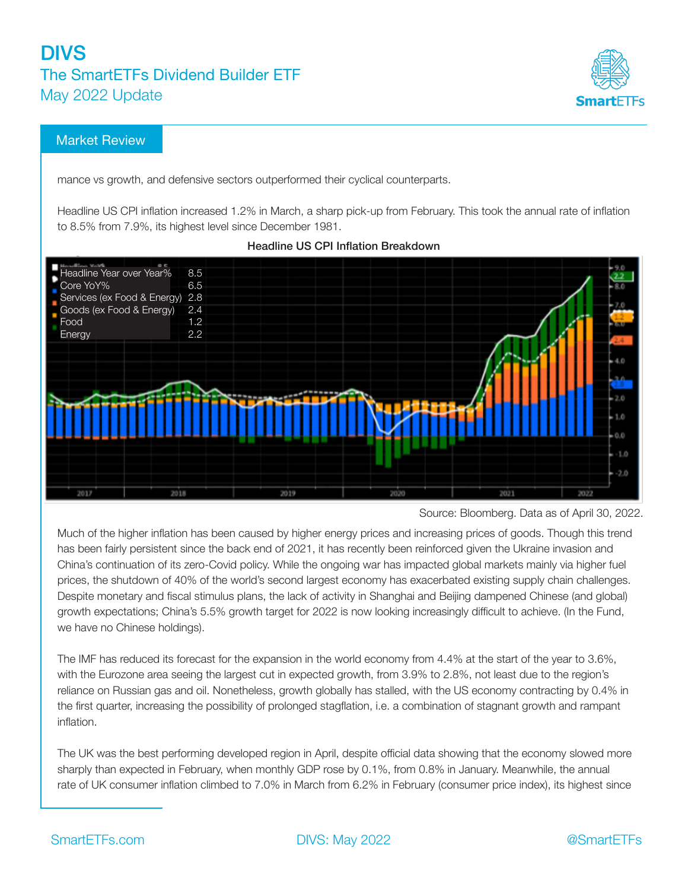## Market Review

mance vs growth, and defensive sectors outperformed their cyclical counterparts.

Headline US CPI inflation increased 1.2% in March, a sharp pick-up from February. This took the annual rate of inflation to 8.5% from 7.9%, its highest level since December 1981.

**Headline US CPI Inflation Breakdown**

| | |
|---|---|
| Headline Year over Year% | 8.5 |
| Core YoY% | 6.5 |
| Services (ex Food & Energy) | 2.8 |
| Goods (ex Food & Energy) | 2.4 |
| Food | 1.2 |
| Energy | 2.2 |

Source: Bloomberg. Data as of April 30, 2022.

Much of the higher inflation has been caused by higher energy prices and increasing prices of goods. Though this trend has been fairly persistent since the back end of 2021, it has recently been reinforced given the Ukraine invasion and China's continuation of its zero-Covid policy. While the ongoing war has impacted global markets mainly via higher fuel prices, the shutdown of 40% of the world's second largest economy has exacerbated existing supply chain challenges. Despite monetary and fiscal stimulus plans, the lack of activity in Shanghai and Beijing dampened Chinese (and global) growth expectations; China's 5.5% growth target for 2022 is now looking increasingly difficult to achieve. (In the Fund, we have no Chinese holdings).

The IMF has reduced its forecast for the expansion in the world economy from 4.4% at the start of the year to 3.6%, with the Eurozone area seeing the largest cut in expected growth, from 3.9% to 2.8%, not least due to the region's reliance on Russian gas and oil. Nonetheless, growth globally has stalled, with the US economy contracting by 0.4% in the first quarter, increasing the possibility of prolonged stagflation, i.e. a combination of stagnant growth and rampant inflation.

The UK was the best performing developed region in April, despite official data showing that the economy slowed more sharply than expected in February, when monthly GDP rose by 0.1%, from 0.8% in January. Meanwhile, the annual rate of UK consumer inflation climbed to 7.0% in March from 6.2% in February (consumer price index), its highest since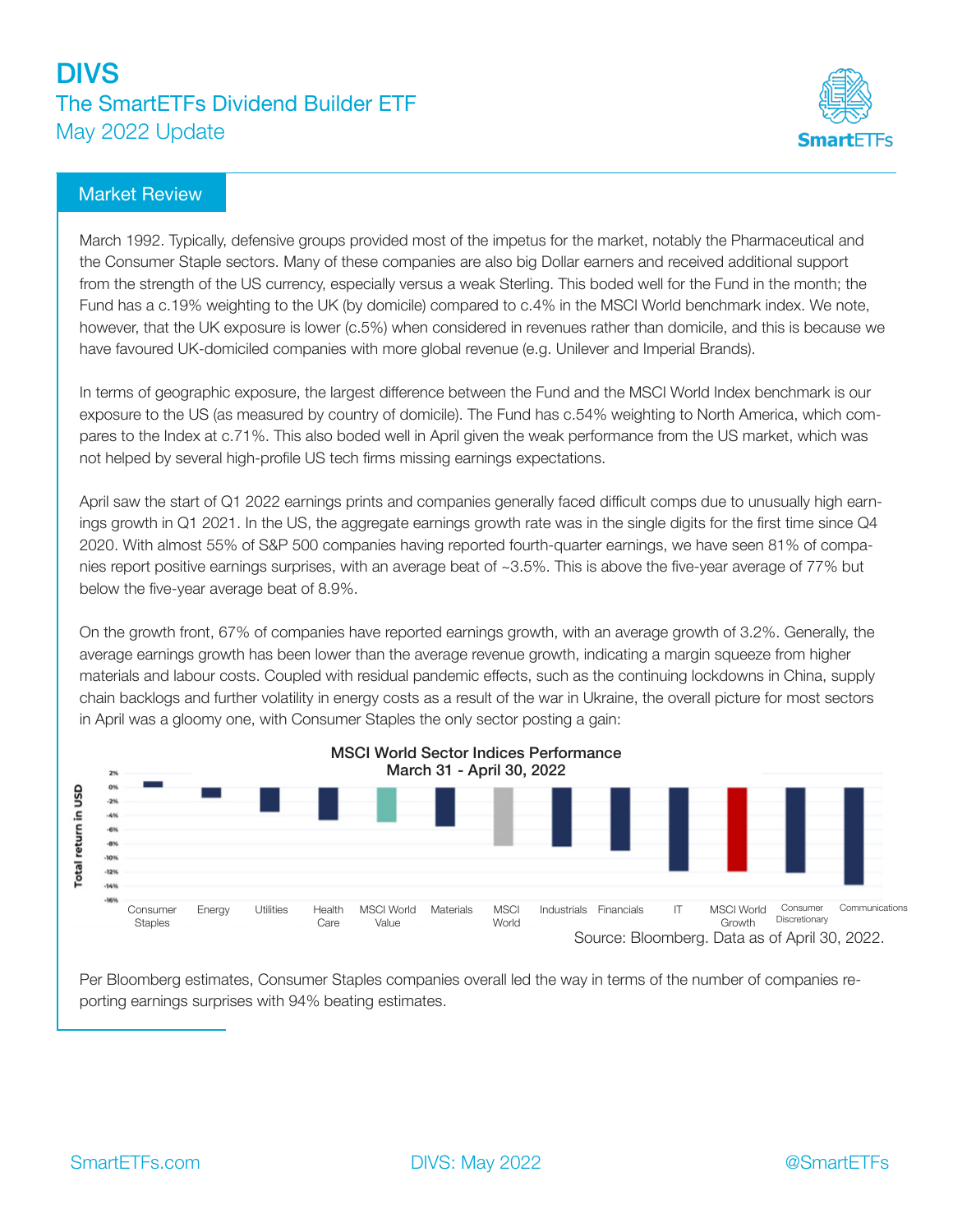# DIVS

## The SmartETFs Dividend Builder ETF

## May 2022 Update

### Market Review

March 1992. Typically, defensive groups provided most of the impetus for the market, notably the Pharmaceutical and the Consumer Staple sectors. Many of these companies are also big Dollar earners and received additional support from the strength of the US currency, especially versus a weak Sterling. This boded well for the Fund in the month; the Fund has a c.19% weighting to the UK (by domicile) compared to c.4% in the MSCI World benchmark index. We note, however, that the UK exposure is lower (c.5%) when considered in revenues rather than domicile, and this is because we have favoured UK-domiciled companies with more global revenue (e.g. Unilever and Imperial Brands).

In terms of geographic exposure, the largest difference between the Fund and the MSCI World Index benchmark is our exposure to the US (as measured by country of domicile). The Fund has c.54% weighting to North America, which compares to the Index at c.71%. This also boded well in April given the weak performance from the US market, which was not helped by several high-profile US tech firms missing earnings expectations.

April saw the start of Q1 2022 earnings prints and companies generally faced difficult comps due to unusually high earnings growth in Q1 2021. In the US, the aggregate earnings growth rate was in the single digits for the first time since Q4 2020. With almost 55% of S&P 500 companies having reported fourth-quarter earnings, we have seen 81% of companies report positive earnings surprises, with an average beat of ~3.5%. This is above the five-year average of 77% but below the five-year average beat of 8.9%.

On the growth front, 67% of companies have reported earnings growth, with an average growth of 3.2%. Generally, the average earnings growth has been lower than the average revenue growth, indicating a margin squeeze from higher materials and labour costs. Coupled with residual pandemic effects, such as the continuing lockdowns in China, supply chain backlogs and further volatility in energy costs as a result of the war in Ukraine, the overall picture for most sectors in April was a gloomy one, with Consumer Staples the only sector posting a gain:

**MSCI World Sector Indices Performance**
**March 31 - April 30, 2022**

Total return in USD: Consumer Staples, Energy, Utilities, Health Care, MSCI World Value, Materials, MSCI World, Industrials, Financials, IT, MSCI World Growth, Consumer Discretionary, Communications

Source: Bloomberg. Data as of April 30, 2022.

Per Bloomberg estimates, Consumer Staples companies overall led the way in terms of the number of companies reporting earnings surprises with 94% beating estimates.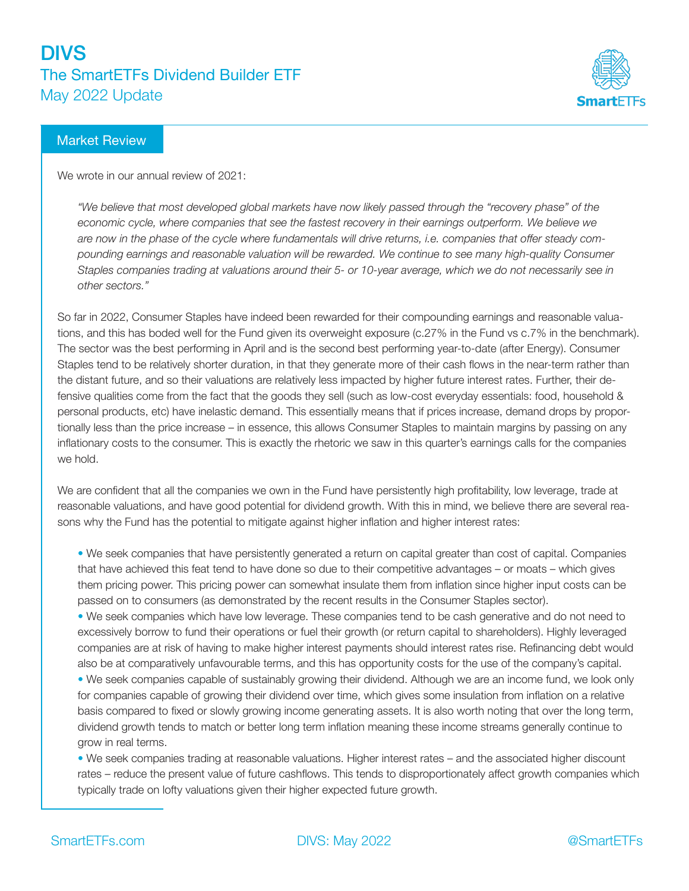# DIVS

## The SmartETFs Dividend Builder ETF

### May 2022 Update

## Market Review

We wrote in our annual review of 2021:

> *"We believe that most developed global markets have now likely passed through the "recovery phase" of the economic cycle, where companies that see the fastest recovery in their earnings outperform. We believe we are now in the phase of the cycle where fundamentals will drive returns, i.e. companies that offer steady compounding earnings and reasonable valuation will be rewarded. We continue to see many high-quality Consumer Staples companies trading at valuations around their 5- or 10-year average, which we do not necessarily see in other sectors."*

So far in 2022, Consumer Staples have indeed been rewarded for their compounding earnings and reasonable valuations, and this has boded well for the Fund given its overweight exposure (c.27% in the Fund vs c.7% in the benchmark). The sector was the best performing in April and is the second best performing year-to-date (after Energy). Consumer Staples tend to be relatively shorter duration, in that they generate more of their cash flows in the near-term rather than the distant future, and so their valuations are relatively less impacted by higher future interest rates. Further, their defensive qualities come from the fact that the goods they sell (such as low-cost everyday essentials: food, household & personal products, etc) have inelastic demand. This essentially means that if prices increase, demand drops by proportionally less than the price increase – in essence, this allows Consumer Staples to maintain margins by passing on any inflationary costs to the consumer. This is exactly the rhetoric we saw in this quarter's earnings calls for the companies we hold.

We are confident that all the companies we own in the Fund have persistently high profitability, low leverage, trade at reasonable valuations, and have good potential for dividend growth. With this in mind, we believe there are several reasons why the Fund has the potential to mitigate against higher inflation and higher interest rates:

- We seek companies that have persistently generated a return on capital greater than cost of capital. Companies that have achieved this feat tend to have done so due to their competitive advantages – or moats – which gives them pricing power. This pricing power can somewhat insulate them from inflation since higher input costs can be passed on to consumers (as demonstrated by the recent results in the Consumer Staples sector).
- We seek companies which have low leverage. These companies tend to be cash generative and do not need to excessively borrow to fund their operations or fuel their growth (or return capital to shareholders). Highly leveraged companies are at risk of having to make higher interest payments should interest rates rise. Refinancing debt would also be at comparatively unfavourable terms, and this has opportunity costs for the use of the company's capital.
- We seek companies capable of sustainably growing their dividend. Although we are an income fund, we look only for companies capable of growing their dividend over time, which gives some insulation from inflation on a relative basis compared to fixed or slowly growing income generating assets. It is also worth noting that over the long term, dividend growth tends to match or better long term inflation meaning these income streams generally continue to grow in real terms.
- We seek companies trading at reasonable valuations. Higher interest rates – and the associated higher discount rates – reduce the present value of future cashflows. This tends to disproportionately affect growth companies which typically trade on lofty valuations given their higher expected future growth.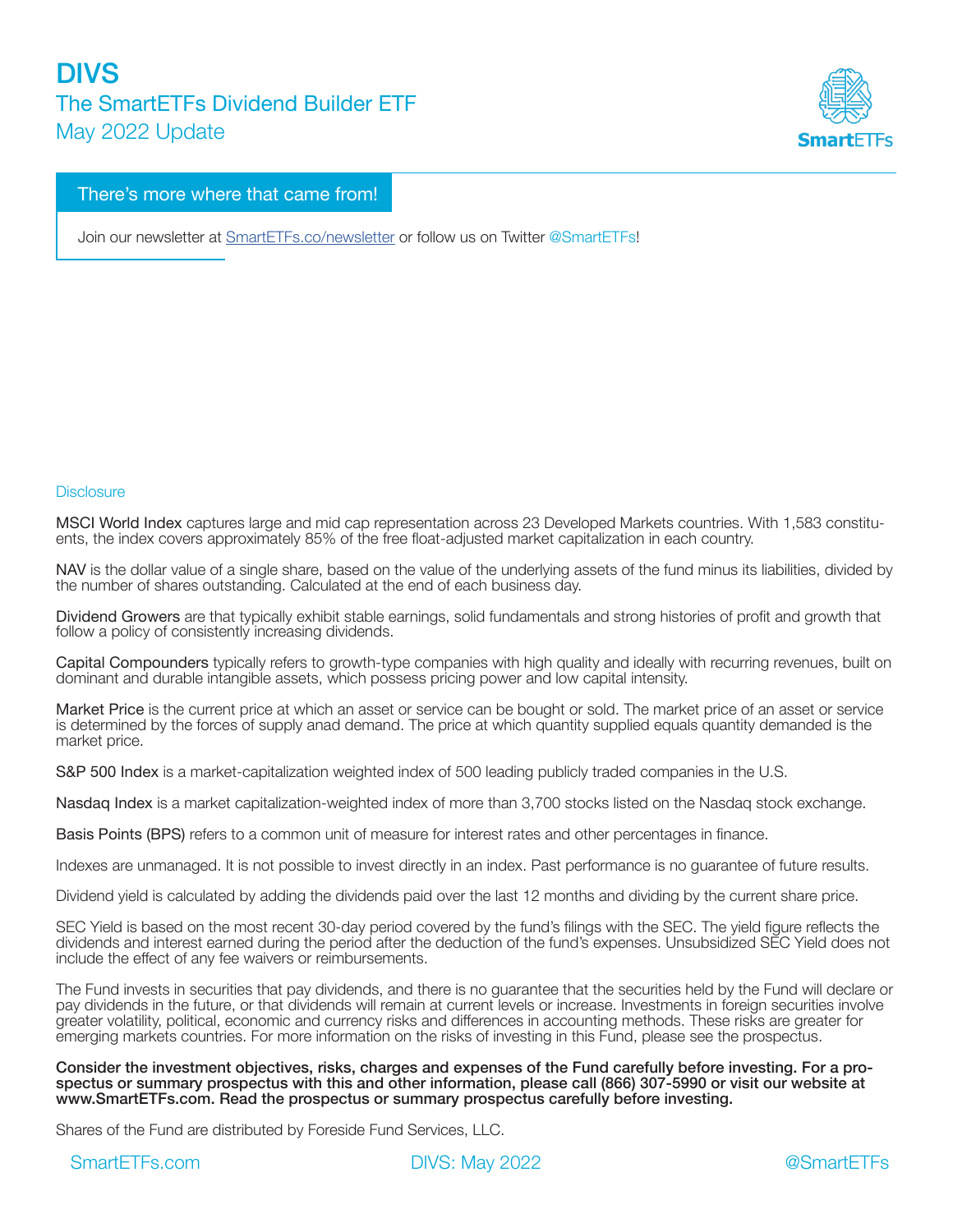# DIVS

## The SmartETFs Dividend Builder ETF

May 2022 Update

### There's more where that came from!

Join our newsletter at SmartETFs.co/newsletter or follow us on Twitter @SmartETFs!

Disclosure

MSCI World Index captures large and mid cap representation across 23 Developed Markets countries. With 1,583 constituents, the index covers approximately 85% of the free float-adjusted market capitalization in each country.

NAV is the dollar value of a single share, based on the value of the underlying assets of the fund minus its liabilities, divided by the number of shares outstanding. Calculated at the end of each business day.

Dividend Growers are that typically exhibit stable earnings, solid fundamentals and strong histories of profit and growth that follow a policy of consistently increasing dividends.

Capital Compounders typically refers to growth-type companies with high quality and ideally with recurring revenues, built on dominant and durable intangible assets, which possess pricing power and low capital intensity.

Market Price is the current price at which an asset or service can be bought or sold. The market price of an asset or service is determined by the forces of supply anad demand. The price at which quantity supplied equals quantity demanded is the market price.

S&P 500 Index is a market-capitalization weighted index of 500 leading publicly traded companies in the U.S.

Nasdaq Index is a market capitalization-weighted index of more than 3,700 stocks listed on the Nasdaq stock exchange.

Basis Points (BPS) refers to a common unit of measure for interest rates and other percentages in finance.

Indexes are unmanaged. It is not possible to invest directly in an index. Past performance is no guarantee of future results.

Dividend yield is calculated by adding the dividends paid over the last 12 months and dividing by the current share price.

SEC Yield is based on the most recent 30-day period covered by the fund's filings with the SEC. The yield figure reflects the dividends and interest earned during the period after the deduction of the fund's expenses. Unsubsidized SEC Yield does not include the effect of any fee waivers or reimbursements.

The Fund invests in securities that pay dividends, and there is no guarantee that the securities held by the Fund will declare or pay dividends in the future, or that dividends will remain at current levels or increase. Investments in foreign securities involve greater volatility, political, economic and currency risks and differences in accounting methods. These risks are greater for emerging markets countries. For more information on the risks of investing in this Fund, please see the prospectus.

**Consider the investment objectives, risks, charges and expenses of the Fund carefully before investing. For a prospectus or summary prospectus with this and other information, please call (866) 307-5990 or visit our website at www.SmartETFs.com. Read the prospectus or summary prospectus carefully before investing.**

Shares of the Fund are distributed by Foreside Fund Services, LLC.